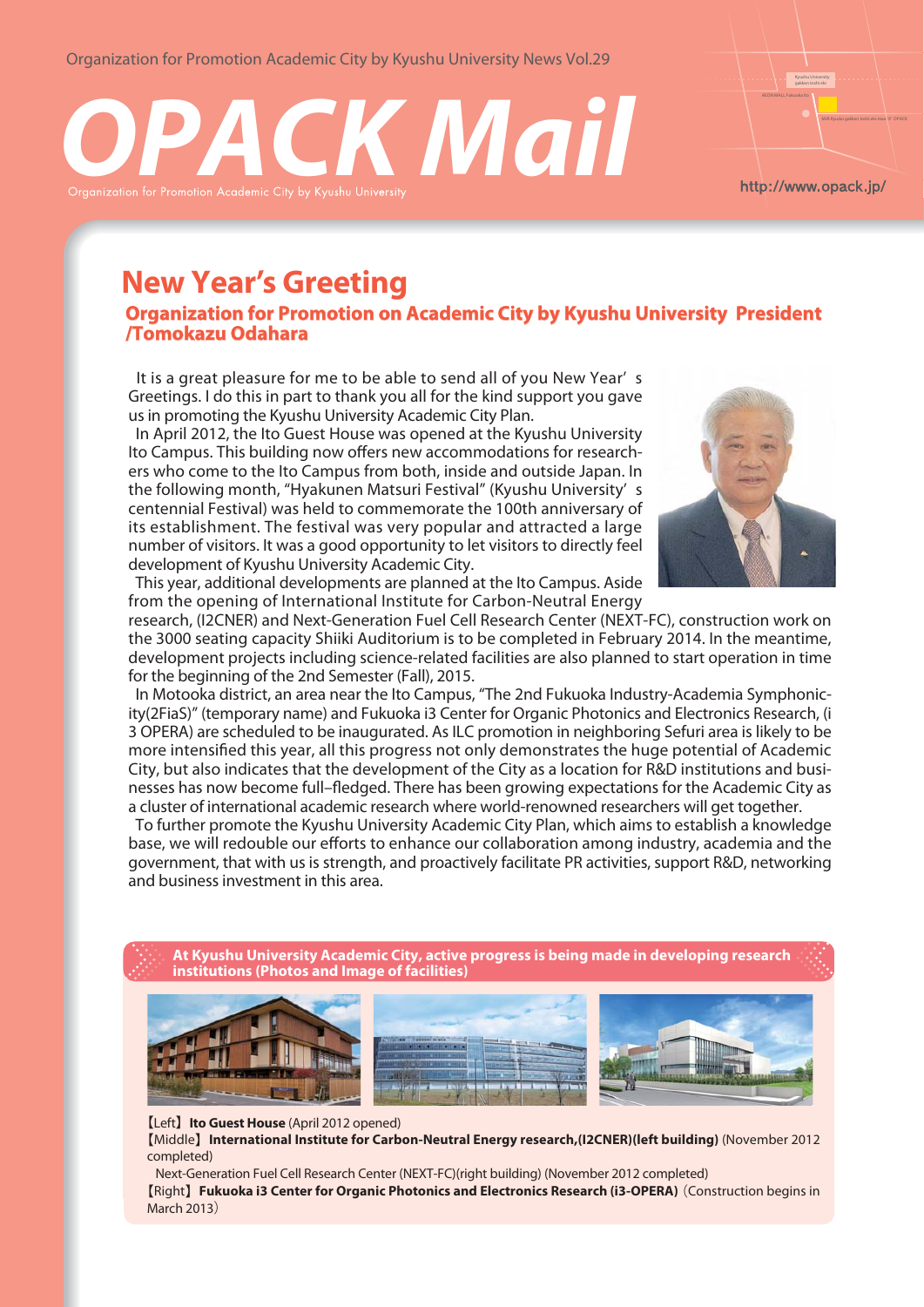Organization for Promotion Academic City by Kyushu University News Vol.29

# OPACK Mail

Organization for Promotion Academic City by Kyushu University

http://www.opack.jp/

## New Year's Greeting

### Organization for Promotion on Academic City by Kyushu University President /Tomokazu Odahara

It is a great pleasure for me to be able to send all of you New Year' s Greetings. I do this in part to thank you all for the kind support you gave us in promoting the Kyushu University Academic City Plan.

In April 2012, the Ito Guest House was opened at the Kyushu University Ito Campus. This building now offers new accommodations for researchers who come to the Ito Campus from both, inside and outside Japan. In the following month, "Hyakunen Matsuri Festival" (Kyushu University' s centennial Festival) was held to commemorate the 100th anniversary of its establishment. The festival was very popular and attracted a large number of visitors. It was a good opportunity to let visitors to directly feel development of Kyushu University Academic City.

This year, additional developments are planned at the Ito Campus. Aside from the opening of International Institute for Carbon-Neutral Energy research, (I2CNER) and Next-Generation Fuel Cell Research Center (NEXT-FC), construction work on the 3000 seating capacity Shiiki Auditorium is to be completed in February 2014. In the meantime, development projects including science-related facilities are also planned to start operation in time for the beginning of the 2nd Semester (Fall), 2015.

In Motooka district, an area near the Ito Campus, "The 2nd Fukuoka Industry-Academia Symphonicity(2FiaS)" (temporary name) and Fukuoka i3 Center for Organic Photonics and Electronics Research, (i 3 OPERA) are scheduled to be inaugurated. As ILC promotion in neighboring Sefuri area is likely to be more intensified this year, all this progress not only demonstrates the huge potential of Academic City, but also indicates that the development of the City as a location for R&D institutions and businesses has now become full–fledged. There has been growing expectations for the Academic City as a cluster of international academic research where world-renowned researchers will get together.

To further promote the Kyushu University Academic City Plan, which aims to establish a knowledge base, we will redouble our efforts to enhance our collaboration among industry, academia and the government, that with us is strength, and proactively facilitate PR activities, support R&D, networking and business investment in this area.

**At Kyushu University Academic City, active progress is being made in developing research institutions (Photos and Image of facilities)**

【Left】**Ito Guest House** (April 2012 opened)
【Middle】**International Institute for Carbon-Neutral Energy research,(I2CNER)(left building)** (November 2012 completed)
Next-Generation Fuel Cell Research Center (NEXT-FC)(right building) (November 2012 completed)
【Right】**Fukuoka i3 Center for Organic Photonics and Electronics Research (i3-OPERA)**（Construction begins in March 2013）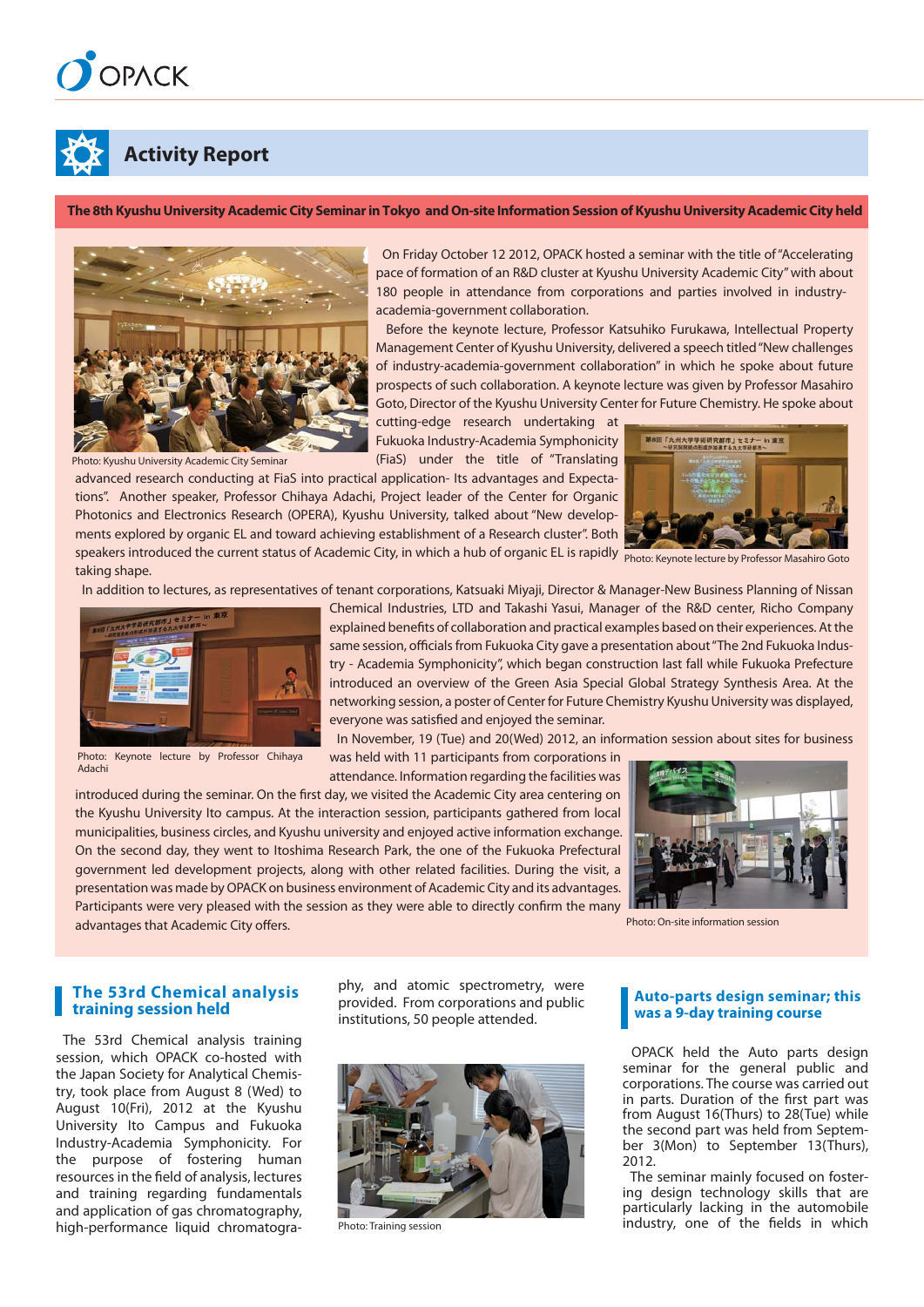# Activity Report

## The 8th Kyushu University Academic City Seminar in Tokyo and On-site Information Session of Kyushu University Academic City held

Photo: Kyushu University Academic City Seminar

On Friday October 12 2012, OPACK hosted a seminar with the title of "Accelerating pace of formation of an R&D cluster at Kyushu University Academic City" with about 180 people in attendance from corporations and parties involved in industry-academia-government collaboration.

Before the keynote lecture, Professor Katsuhiko Furukawa, Intellectual Property Management Center of Kyushu University, delivered a speech titled "New challenges of industry-academia-government collaboration" in which he spoke about future prospects of such collaboration. A keynote lecture was given by Professor Masahiro Goto, Director of the Kyushu University Center for Future Chemistry. He spoke about cutting-edge research undertaking at Fukuoka Industry-Academia Symphonicity (FiaS) under the title of "Translating advanced research conducting at FiaS into practical application- Its advantages and Expectations". Another speaker, Professor Chihaya Adachi, Project leader of the Center for Organic Photonics and Electronics Research (OPERA), Kyushu University, talked about "New developments explored by organic EL and toward achieving establishment of a Research cluster". Both speakers introduced the current status of Academic City, in which a hub of organic EL is rapidly taking shape.

Photo: Keynote lecture by Professor Masahiro Goto

In addition to lectures, as representatives of tenant corporations, Katsuaki Miyaji, Director & Manager-New Business Planning of Nissan Chemical Industries, LTD and Takashi Yasui, Manager of the R&D center, Richo Company explained benefits of collaboration and practical examples based on their experiences. At the same session, officials from Fukuoka City gave a presentation about "The 2nd Fukuoka Industry - Academia Symphonicity", which began construction last fall while Fukuoka Prefecture introduced an overview of the Green Asia Special Global Strategy Synthesis Area. At the networking session, a poster of Center for Future Chemistry Kyushu University was displayed, everyone was satisfied and enjoyed the seminar.

Photo: Keynote lecture by Professor Chihaya Adachi

In November, 19 (Tue) and 20(Wed) 2012, an information session about sites for business was held with 11 participants from corporations in attendance. Information regarding the facilities was introduced during the seminar. On the first day, we visited the Academic City area centering on the Kyushu University Ito campus. At the interaction session, participants gathered from local municipalities, business circles, and Kyushu university and enjoyed active information exchange. On the second day, they went to Itoshima Research Park, the one of the Fukuoka Prefectural government led development projects, along with other related facilities. During the visit, a presentation was made by OPACK on business environment of Academic City and its advantages. Participants were very pleased with the session as they were able to directly confirm the many advantages that Academic City offers.

Photo: On-site information session

## The 53rd Chemical analysis training session held

The 53rd Chemical analysis training session, which OPACK co-hosted with the Japan Society for Analytical Chemistry, took place from August 8 (Wed) to August 10(Fri), 2012 at the Kyushu University Ito Campus and Fukuoka Industry-Academia Symphonicity. For the purpose of fostering human resources in the field of analysis, lectures and training regarding fundamentals and application of gas chromatography, high-performance liquid chromatography, and atomic spectrometry, were provided. From corporations and public institutions, 50 people attended.

Photo: Training session

## Auto-parts design seminar; this was a 9-day training course

OPACK held the Auto parts design seminar for the general public and corporations. The course was carried out in parts. Duration of the first part was from August 16(Thurs) to 28(Tue) while the second part was held from September 3(Mon) to September 13(Thurs), 2012.

The seminar mainly focused on fostering design technology skills that are particularly lacking in the automobile industry, one of the fields in which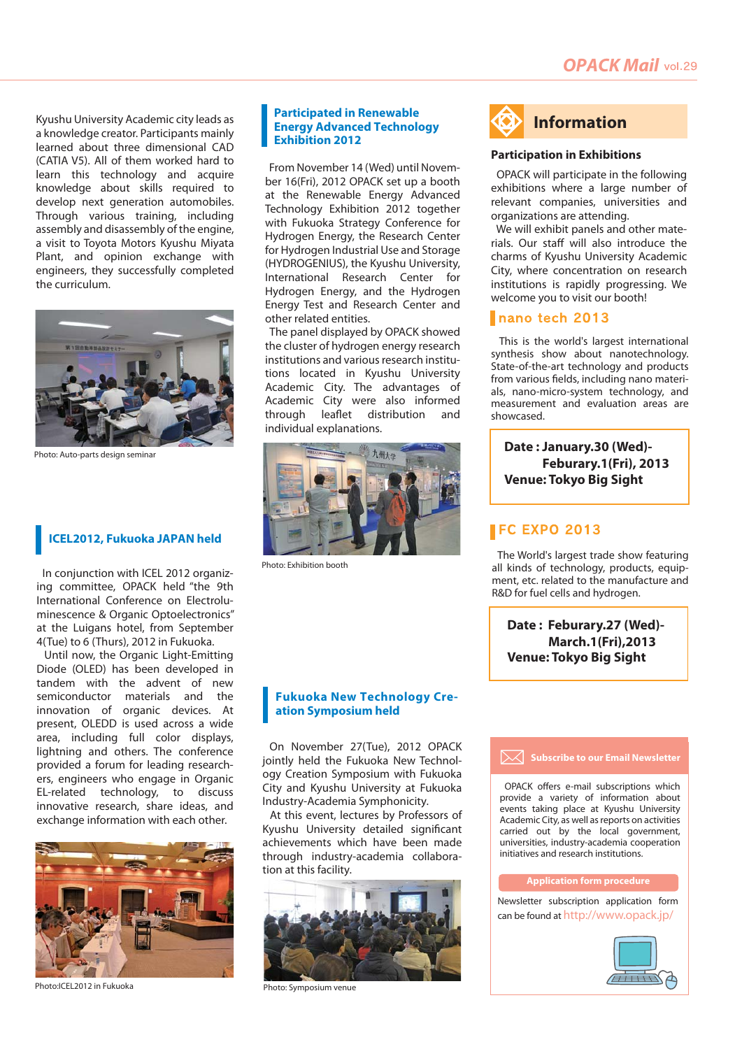Kyushu University Academic city leads as a knowledge creator. Participants mainly learned about three dimensional CAD (CATIA V5). All of them worked hard to learn this technology and acquire knowledge about skills required to develop next generation automobiles. Through various training, including assembly and disassembly of the engine, a visit to Toyota Motors Kyushu Miyata Plant, and opinion exchange with engineers, they successfully completed the curriculum.

Photo: Auto-parts design seminar

## ICEL2012, Fukuoka JAPAN held

In conjunction with ICEL 2012 organizing committee, OPACK held "the 9th International Conference on Electroluminescence & Organic Optoelectronics" at the Luigans hotel, from September 4(Tue) to 6 (Thurs), 2012 in Fukuoka.

Until now, the Organic Light-Emitting Diode (OLED) has been developed in tandem with the advent of new semiconductor materials and the innovation of organic devices. At present, OLEDD is used across a wide area, including full color displays, lightning and others. The conference provided a forum for leading researchers, engineers who engage in Organic EL-related technology, to discuss innovative research, share ideas, and exchange information with each other.

Photo:ICEL2012 in Fukuoka

## Participated in Renewable Energy Advanced Technology Exhibition 2012

From November 14 (Wed) until November 16(Fri), 2012 OPACK set up a booth at the Renewable Energy Advanced Technology Exhibition 2012 together with Fukuoka Strategy Conference for Hydrogen Energy, the Research Center for Hydrogen Industrial Use and Storage (HYDROGENIUS), the Kyushu University, International Research Center for Hydrogen Energy, and the Hydrogen Energy Test and Research Center and other related entities.

The panel displayed by OPACK showed the cluster of hydrogen energy research institutions and various research institutions located in Kyushu University Academic City. The advantages of Academic City were also informed through leaflet distribution and individual explanations.

Photo: Exhibition booth

## Fukuoka New Technology Creation Symposium held

On November 27(Tue), 2012 OPACK jointly held the Fukuoka New Technology Creation Symposium with Fukuoka City and Kyushu University at Fukuoka Industry-Academia Symphonicity.

At this event, lectures by Professors of Kyushu University detailed significant achievements which have been made through industry-academia collaboration at this facility.

Photo: Symposium venue

# Information

### Participation in Exhibitions

OPACK will participate in the following exhibitions where a large number of relevant companies, universities and organizations are attending.

We will exhibit panels and other materials. Our staff will also introduce the charms of Kyushu University Academic City, where concentration on research institutions is rapidly progressing. We welcome you to visit our booth!

### nano tech 2013

This is the world's largest international synthesis show about nanotechnology. State-of-the-art technology and products from various fields, including nano materials, nano-micro-system technology, and measurement and evaluation areas are showcased.

**Date : January.30 (Wed)-Feburary.1(Fri), 2013**
**Venue: Tokyo Big Sight**

### FC EXPO 2013

The World's largest trade show featuring all kinds of technology, products, equipment, etc. related to the manufacture and R&D for fuel cells and hydrogen.

**Date : Feburary.27 (Wed)-March.1(Fri),2013**
**Venue: Tokyo Big Sight**

### Subscribe to our Email Newsletter

OPACK offers e-mail subscriptions which provide a variety of information about events taking place at Kyushu University Academic City, as well as reports on activities carried out by the local government, universities, industry-academia cooperation initiatives and research institutions.

**Application form procedure**

Newsletter subscription application form can be found at http://www.opack.jp/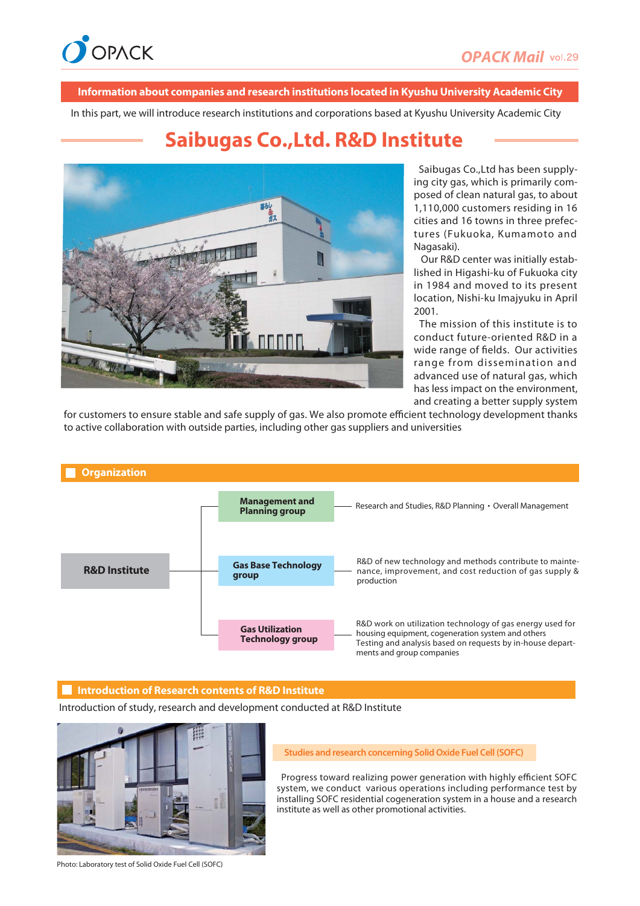**Information about companies and research institutions located in Kyushu University Academic City**

In this part, we will introduce research institutions and corporations based at Kyushu University Academic City

# Saibugas Co.,Ltd. R&D Institute

Saibugas Co.,Ltd has been supplying city gas, which is primarily composed of clean natural gas, to about 1,110,000 customers residing in 16 cities and 16 towns in three prefectures (Fukuoka, Kumamoto and Nagasaki).

Our R&D center was initially established in Higashi-ku of Fukuoka city in 1984 and moved to its present location, Nishi-ku Imajyuku in April 2001.

The mission of this institute is to conduct future-oriented R&D in a wide range of fields. Our activities range from dissemination and advanced use of natural gas, which has less impact on the environment, and creating a better supply system for customers to ensure stable and safe supply of gas. We also promote efficient technology development thanks to active collaboration with outside parties, including other gas suppliers and universities

## Organization

**R&D Institute**

- **Management and Planning group** — Research and Studies, R&D Planning・Overall Management
- **Gas Base Technology group** — R&D of new technology and methods contribute to maintenance, improvement, and cost reduction of gas supply & production
- **Gas Utilization Technology group** — R&D work on utilization technology of gas energy used for housing equipment, cogeneration system and others. Testing and analysis based on requests by in-house departments and group companies

## Introduction of Research contents of R&D Institute

Introduction of study, research and development conducted at R&D Institute

### Studies and research concerning Solid Oxide Fuel Cell (SOFC)

Progress toward realizing power generation with highly efficient SOFC system, we conduct various operations including performance test by installing SOFC residential cogeneration system in a house and a research institute as well as other promotional activities.

Photo: Laboratory test of Solid Oxide Fuel Cell (SOFC)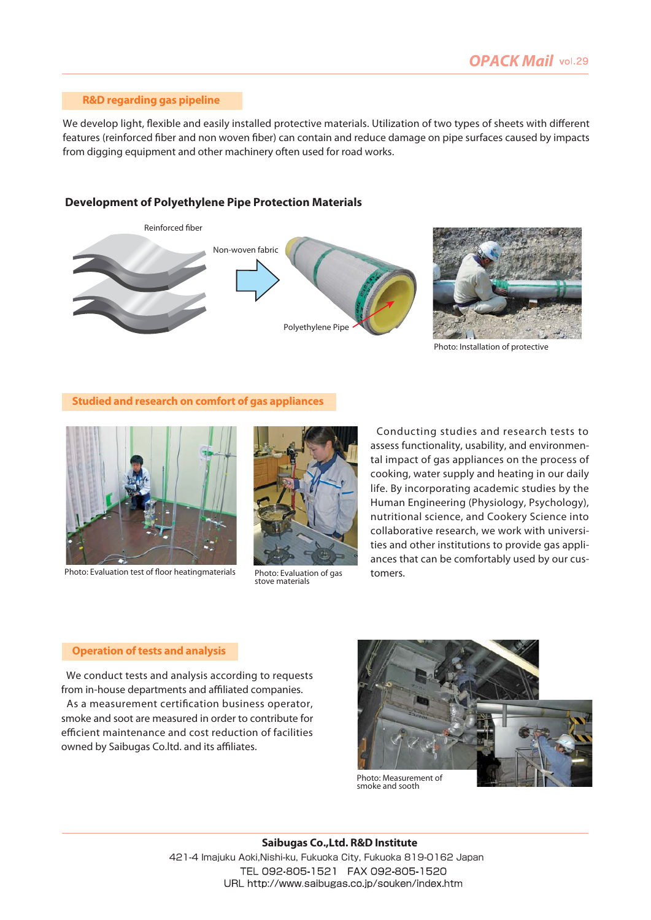## R&D regarding gas pipeline

We develop light, flexible and easily installed protective materials. Utilization of two types of sheets with different features (reinforced fiber and non woven fiber) can contain and reduce damage on pipe surfaces caused by impacts from digging equipment and other machinery often used for road works.

### Development of Polyethylene Pipe Protection Materials

Reinforced fiber

Non-woven fabric

Polyethylene Pipe

Photo: Installation of protective

## Studied and research on comfort of gas appliances

Photo: Evaluation test of floor heatingmaterials

Photo: Evaluation of gas stove materials

Conducting studies and research tests to assess functionality, usability, and environmental impact of gas appliances on the process of cooking, water supply and heating in our daily life. By incorporating academic studies by the Human Engineering (Physiology, Psychology), nutritional science, and Cookery Science into collaborative research, we work with universities and other institutions to provide gas appliances that can be comfortably used by our customers.

## Operation of tests and analysis

We conduct tests and analysis according to requests from in-house departments and affiliated companies.

As a measurement certification business operator, smoke and soot are measured in order to contribute for efficient maintenance and cost reduction of facilities owned by Saibugas Co.ltd. and its affiliates.

Photo: Measurement of smoke and sooth

**Saibugas Co.,Ltd. R&D Institute**
421-4 Imajuku Aoki,Nishi-ku, Fukuoka City, Fukuoka 819-0162 Japan
TEL 092-805-1521 FAX 092-805-1520
URL http://www.saibugas.co.jp/souken/index.htm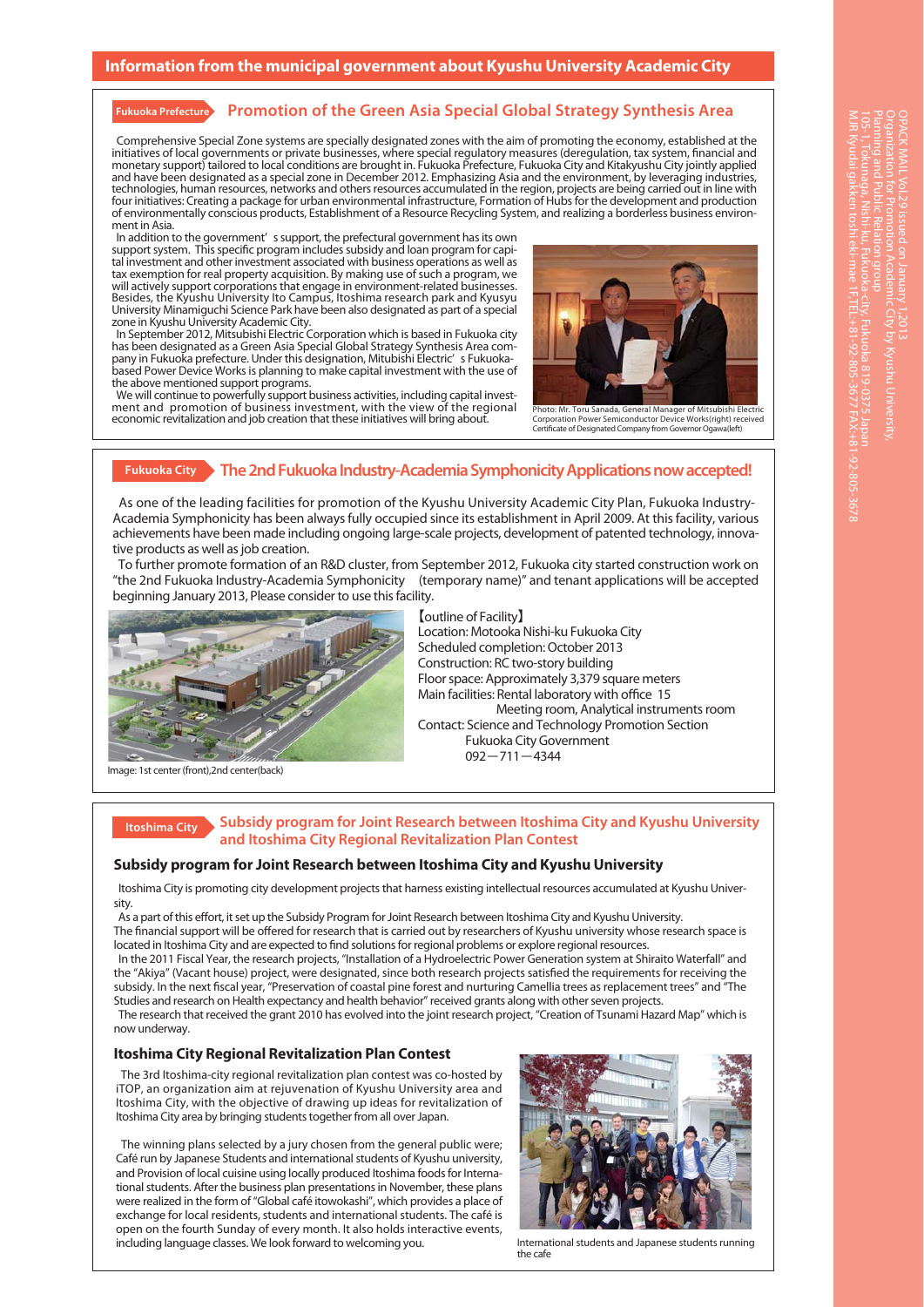## Information from the municipal government about Kyushu University Academic City

### Fukuoka Prefecture — Promotion of the Green Asia Special Global Strategy Synthesis Area

Comprehensive Special Zone systems are specially designated zones with the aim of promoting the economy, established at the initiatives of local governments or private businesses, where special regulatory measures (deregulation, tax system, financial and monetary support) tailored to local conditions are brought in. Fukuoka Prefecture, Fukuoka City and Kitakyushu City jointly applied and have been designated as a special zone in December 2012. Emphasizing Asia and the environment, by leveraging industries, technologies, human resources, networks and others resources accumulated in the region, projects are being carried out in line with four initiatives: Creating a package for urban environmental infrastructure, Formation of Hubs for the development and production of environmentally conscious products, Establishment of a Resource Recycling System, and realizing a borderless business environment in Asia.

In addition to the government's support, the prefectural government has its own support system. This specific program includes subsidy and loan program for capital investment and other investment associated with business operations as well as tax exemption for real property acquisition. By making use of such a program, we will actively support corporations that engage in environment-related businesses. Besides, the Kyushu University Ito Campus, Itoshima research park and Kyusyu University Minamiguchi Science Park have been also designated as part of a special zone in Kyushu University Academic City.

In September 2012, Mitsubishi Electric Corporation which is based in Fukuoka city has been designated as a Green Asia Special Global Strategy Synthesis Area company in Fukuoka prefecture. Under this designation, Mitubishi Electric's Fukuoka-based Power Device Works is planning to make capital investment with the use of the above mentioned support programs.

We will continue to powerfully support business activities, including capital investment and promotion of business investment, with the view of the regional economic revitalization and job creation that these initiatives will bring about.

Photo: Mr. Toru Sanada, General Manager of Mitsubishi Electric Corporation Power Semiconductor Device Works(right) received Certificate of Designated Company from Governor Ogawa(left)

### Fukuoka City — The 2nd Fukuoka Industry-Academia Symphonicity Applications now accepted!

As one of the leading facilities for promotion of the Kyushu University Academic City Plan, Fukuoka Industry-Academia Symphonicity has been always fully occupied since its establishment in April 2009. At this facility, various achievements have been made including ongoing large-scale projects, development of patented technology, innovative products as well as job creation.

To further promote formation of an R&D cluster, from September 2012, Fukuoka city started construction work on "the 2nd Fukuoka Industry-Academia Symphonicity (temporary name)" and tenant applications will be accepted beginning January 2013, Please consider to use this facility.

【outline of Facility】
Location: Motooka Nishi-ku Fukuoka City
Scheduled completion: October 2013
Construction: RC two-story building
Floor space: Approximately 3,379 square meters
Main facilities: Rental laboratory with office 15
Meeting room, Analytical instruments room
Contact: Science and Technology Promotion Section
Fukuoka City Government
092－711－4344

Image: 1st center (front),2nd center(back)

### Itoshima City — Subsidy program for Joint Research between Itoshima City and Kyushu University and Itoshima City Regional Revitalization Plan Contest

#### Subsidy program for Joint Research between Itoshima City and Kyushu University

Itoshima City is promoting city development projects that harness existing intellectual resources accumulated at Kyushu University.

As a part of this effort, it set up the Subsidy Program for Joint Research between Itoshima City and Kyushu University.
The financial support will be offered for research that is carried out by researchers of Kyushu university whose research space is located in Itoshima City and are expected to find solutions for regional problems or explore regional resources.

In the 2011 Fiscal Year, the research projects, "Installation of a Hydroelectric Power Generation system at Shiraito Waterfall" and the "Akiya" (Vacant house) project, were designated, since both research projects satisfied the requirements for receiving the subsidy. In the next fiscal year, "Preservation of coastal pine forest and nurturing Camellia trees as replacement trees" and "The Studies and research on Health expectancy and health behavior" received grants along with other seven projects.

The research that received the grant 2010 has evolved into the joint research project, "Creation of Tsunami Hazard Map" which is now underway.

#### Itoshima City Regional Revitalization Plan Contest

The 3rd Itoshima-city regional revitalization plan contest was co-hosted by iTOP, an organization aim at rejuvenation of Kyushu University area and Itoshima City, with the objective of drawing up ideas for revitalization of Itoshima City area by bringing students together from all over Japan.

The winning plans selected by a jury chosen from the general public were; Café run by Japanese Students and international students of Kyushu university, and Provision of local cuisine using locally produced Itoshima foods for International students. After the business plan presentations in November, these plans were realized in the form of "Global café itowokashi", which provides a place of exchange for local residents, students and international students. The café is open on the fourth Sunday of every month. It also holds interactive events, including language classes. We look forward to welcoming you.

International students and Japanese students running the cafe

OPACK MAIL Vol.29 issued on January 1,2013
Organization for Promotion Academic City by Kyushu University,
Planning and Public Relation group
1-105-1, Tokunaga, Nishi-ku, Fukuoka-city, Fukuoka 819-0375 Japan
MJR Kyudai gakken toshi eki-mae 1F,TEL:+81-92-805-3677 FAX:+81-92-805-3678